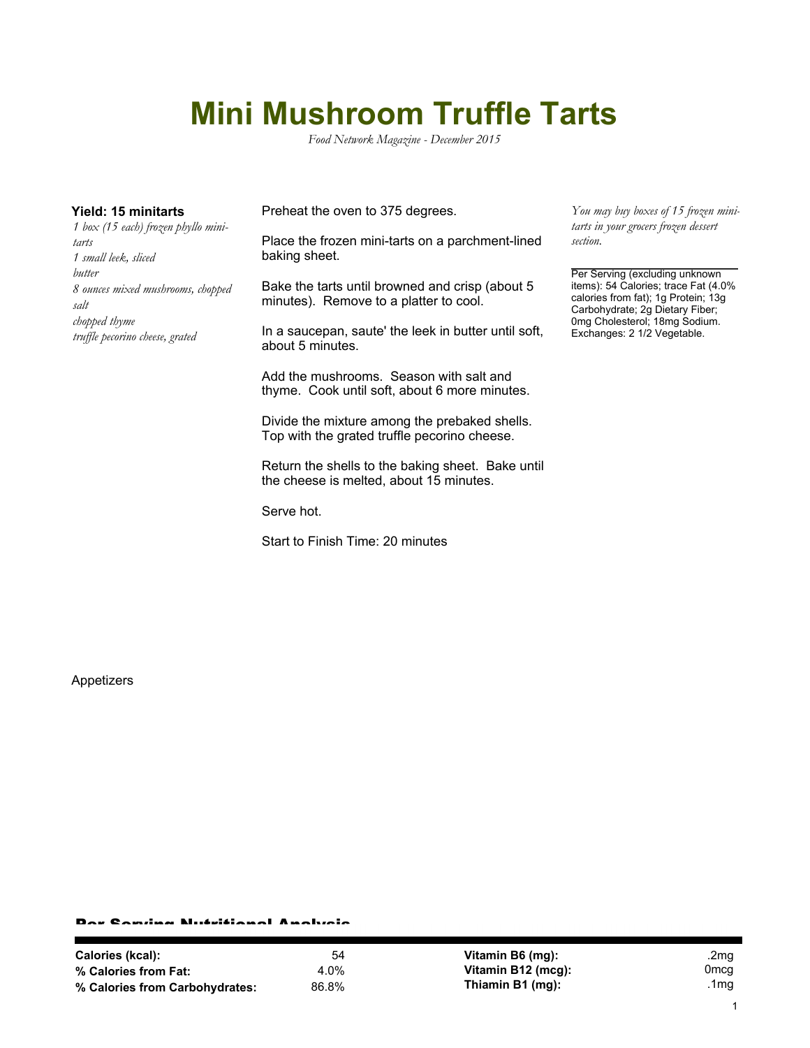# Mini Mushroom Truffle Tarts

*Food Network Magazine - December 2015*

**Yield: 15 minitarts**

*1 box (15 each) frozen phyllo mini-tarts*
*1 small leek, sliced*
*butter*
*8 ounces mixed mushrooms, chopped*
*salt*
*chopped thyme*
*truffle pecorino cheese, grated*

Preheat the oven to 375 degrees.

Place the frozen mini-tarts on a parchment-lined baking sheet.

Bake the tarts until browned and crisp (about 5 minutes). Remove to a platter to cool.

In a saucepan, saute' the leek in butter until soft, about 5 minutes.

Add the mushrooms. Season with salt and thyme. Cook until soft, about 6 more minutes.

Divide the mixture among the prebaked shells. Top with the grated truffle pecorino cheese.

Return the shells to the baking sheet. Bake until the cheese is melted, about 15 minutes.

Serve hot.

Start to Finish Time: 20 minutes

*You may buy boxes of 15 frozen mini-tarts in your grocers frozen dessert section.*

Per Serving (excluding unknown items): 54 Calories; trace Fat (4.0% calories from fat); 1g Protein; 13g Carbohydrate; 2g Dietary Fiber; 0mg Cholesterol; 18mg Sodium. Exchanges: 2 1/2 Vegetable.

Appetizers

## Per Serving Nutritional Analysis

| | | | |
|---|---|---|---|
| **Calories (kcal):** | 54 | **Vitamin B6 (mg):** | .2mg |
| **% Calories from Fat:** | 4.0% | **Vitamin B12 (mcg):** | 0mcg |
| **% Calories from Carbohydrates:** | 86.8% | **Thiamin B1 (mg):** | .1mg |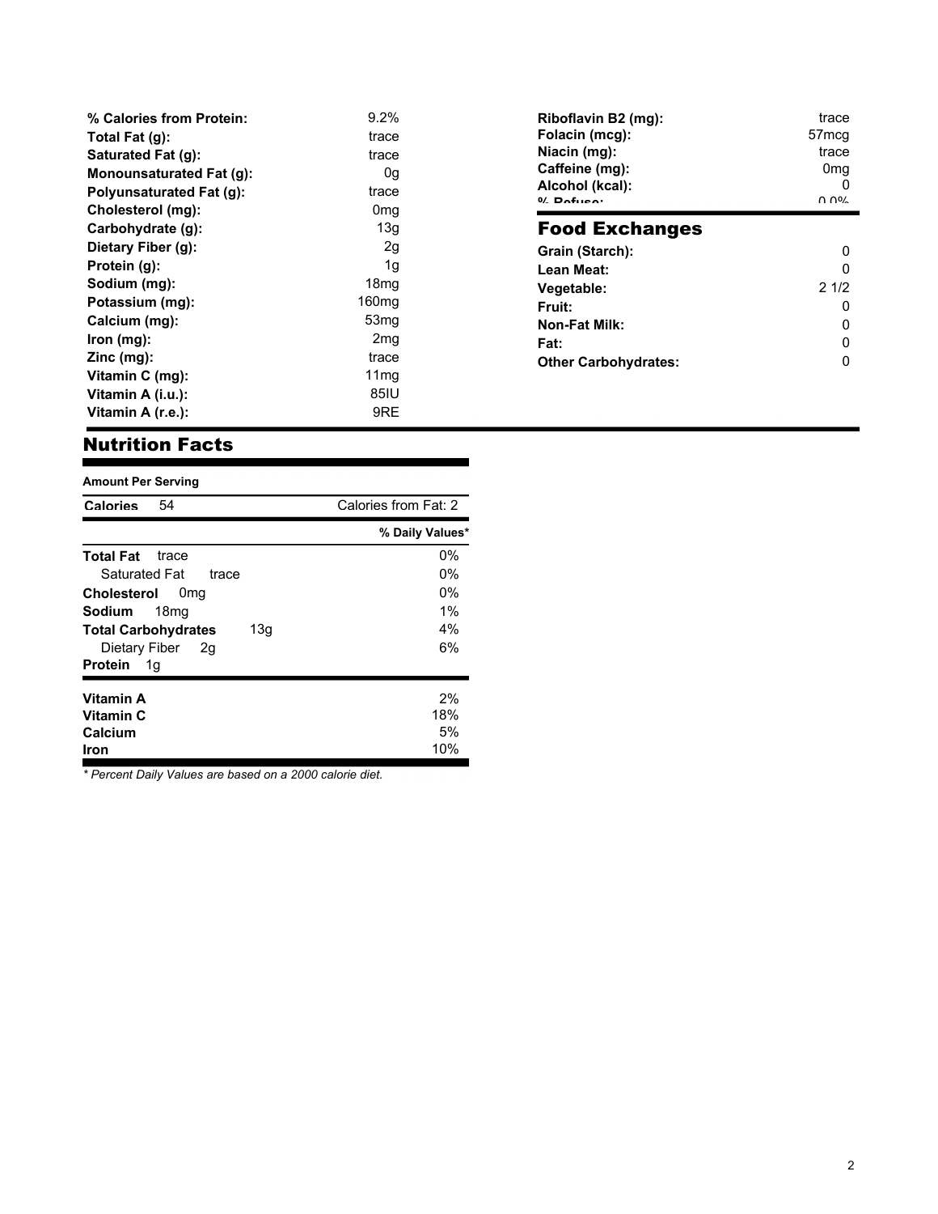| | |
|---|---|
| **% Calories from Protein:** | 9.2% |
| **Total Fat (g):** | trace |
| **Saturated Fat (g):** | trace |
| **Monounsaturated Fat (g):** | 0g |
| **Polyunsaturated Fat (g):** | trace |
| **Cholesterol (mg):** | 0mg |
| **Carbohydrate (g):** | 13g |
| **Dietary Fiber (g):** | 2g |
| **Protein (g):** | 1g |
| **Sodium (mg):** | 18mg |
| **Potassium (mg):** | 160mg |
| **Calcium (mg):** | 53mg |
| **Iron (mg):** | 2mg |
| **Zinc (mg):** | trace |
| **Vitamin C (mg):** | 11mg |
| **Vitamin A (i.u.):** | 85IU |
| **Vitamin A (r.e.):** | 9RE |
| **Riboflavin B2 (mg):** | trace |
| **Folacin (mcg):** | 57mcg |
| **Niacin (mg):** | trace |
| **Caffeine (mg):** | 0mg |
| **Alcohol (kcal):** | 0 |
| **% Refuse:** | 0.0% |

## Food Exchanges

| | |
|---|---|
| **Grain (Starch):** | 0 |
| **Lean Meat:** | 0 |
| **Vegetable:** | 2 1/2 |
| **Fruit:** | 0 |
| **Non-Fat Milk:** | 0 |
| **Fat:** | 0 |
| **Other Carbohydrates:** | 0 |

## Nutrition Facts

**Amount Per Serving**

| | |
|---|---|
| **Calories** 54 | Calories from Fat: 2 |
| | **% Daily Values*** |
| **Total Fat** trace | 0% |
| Saturated Fat trace | 0% |
| **Cholesterol** 0mg | 0% |
| **Sodium** 18mg | 1% |
| **Total Carbohydrates** 13g | 4% |
| Dietary Fiber 2g | 6% |
| **Protein** 1g | |
| **Vitamin A** | 2% |
| **Vitamin C** | 18% |
| **Calcium** | 5% |
| **Iron** | 10% |

*\* Percent Daily Values are based on a 2000 calorie diet.*